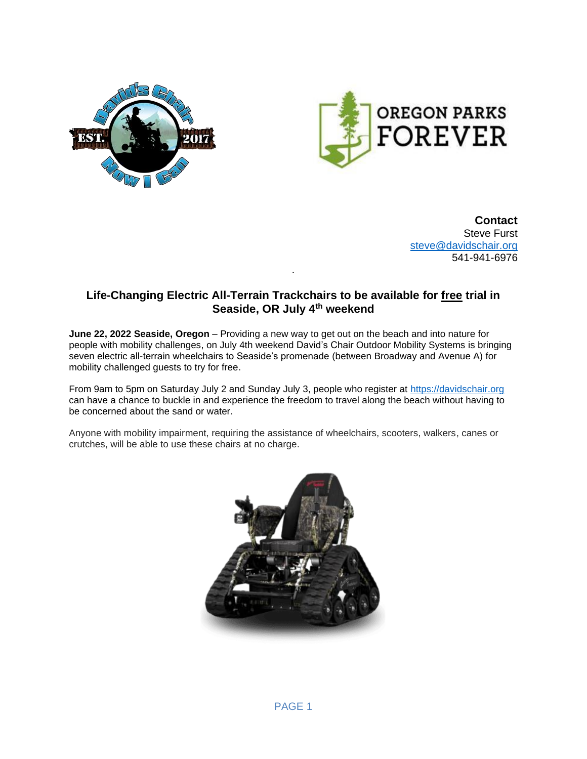**Contact**
Steve Furst
steve@davidschair.org
541-941-6976

## Life-Changing Electric All-Terrain Trackchairs to be available for free trial in Seaside, OR July 4th weekend

**June 22, 2022 Seaside, Oregon** – Providing a new way to get out on the beach and into nature for people with mobility challenges, on July 4th weekend David's Chair Outdoor Mobility Systems is bringing seven electric all-terrain wheelchairs to Seaside's promenade (between Broadway and Avenue A) for mobility challenged guests to try for free.

From 9am to 5pm on Saturday July 2 and Sunday July 3, people who register at https://davidschair.org can have a chance to buckle in and experience the freedom to travel along the beach without having to be concerned about the sand or water.

Anyone with mobility impairment, requiring the assistance of wheelchairs, scooters, walkers, canes or crutches, will be able to use these chairs at no charge.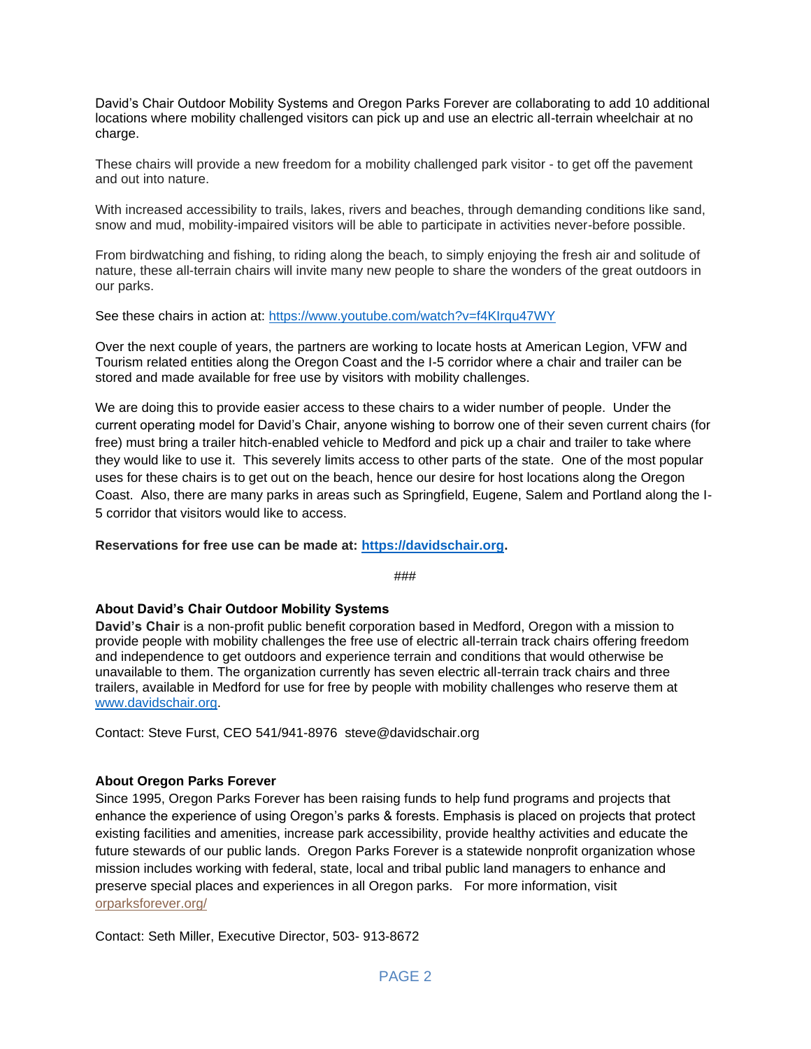David's Chair Outdoor Mobility Systems and Oregon Parks Forever are collaborating to add 10 additional locations where mobility challenged visitors can pick up and use an electric all-terrain wheelchair at no charge.

These chairs will provide a new freedom for a mobility challenged park visitor - to get off the pavement and out into nature.

With increased accessibility to trails, lakes, rivers and beaches, through demanding conditions like sand, snow and mud, mobility-impaired visitors will be able to participate in activities never-before possible.

From birdwatching and fishing, to riding along the beach, to simply enjoying the fresh air and solitude of nature, these all-terrain chairs will invite many new people to share the wonders of the great outdoors in our parks.

See these chairs in action at: https://www.youtube.com/watch?v=f4KIrqu47WY

Over the next couple of years, the partners are working to locate hosts at American Legion, VFW and Tourism related entities along the Oregon Coast and the I-5 corridor where a chair and trailer can be stored and made available for free use by visitors with mobility challenges.

We are doing this to provide easier access to these chairs to a wider number of people. Under the current operating model for David's Chair, anyone wishing to borrow one of their seven current chairs (for free) must bring a trailer hitch-enabled vehicle to Medford and pick up a chair and trailer to take where they would like to use it. This severely limits access to other parts of the state. One of the most popular uses for these chairs is to get out on the beach, hence our desire for host locations along the Oregon Coast. Also, there are many parks in areas such as Springfield, Eugene, Salem and Portland along the I-5 corridor that visitors would like to access.

**Reservations for free use can be made at: https://davidschair.org.**

###

**About David's Chair Outdoor Mobility Systems**

**David's Chair** is a non-profit public benefit corporation based in Medford, Oregon with a mission to provide people with mobility challenges the free use of electric all-terrain track chairs offering freedom and independence to get outdoors and experience terrain and conditions that would otherwise be unavailable to them. The organization currently has seven electric all-terrain track chairs and three trailers, available in Medford for use for free by people with mobility challenges who reserve them at www.davidschair.org.

Contact: Steve Furst, CEO 541/941-8976 steve@davidschair.org

**About Oregon Parks Forever**

Since 1995, Oregon Parks Forever has been raising funds to help fund programs and projects that enhance the experience of using Oregon's parks & forests. Emphasis is placed on projects that protect existing facilities and amenities, increase park accessibility, provide healthy activities and educate the future stewards of our public lands. Oregon Parks Forever is a statewide nonprofit organization whose mission includes working with federal, state, local and tribal public land managers to enhance and preserve special places and experiences in all Oregon parks. For more information, visit orparksforever.org/

Contact: Seth Miller, Executive Director, 503- 913-8672